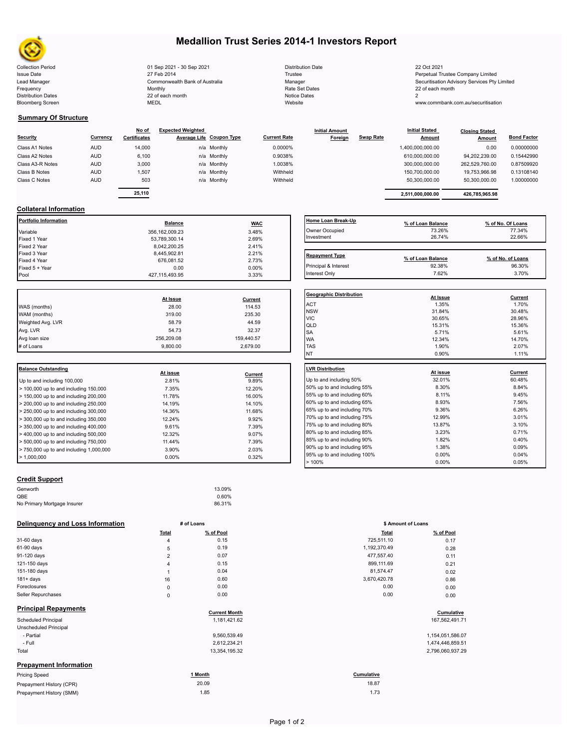# Medallion Trust Series 2014-1 Investors Report

| | | | |
|---|---|---|---|
| Collection Period | 01 Sep 2021 - 30 Sep 2021 | Distribution Date | 22 Oct 2021 |
| Issue Date | 27 Feb 2014 | Trustee | Perpetual Trustee Company Limited |
| Lead Manager | Commonwealth Bank of Australia | Manager | Securitisation Advisory Services Pty Limited |
| Frequency | Monthly | Rate Set Dates | 22 of each month |
| Distribution Dates | 22 of each month | Notice Dates | 2 |
| Bloomberg Screen | MEDL | Website | www.commbank.com.au/securitisation |

## Summary Of Structure

| Security | Currency | No of Certificates | Expected Weighted Average Life | Coupon Type | Current Rate | Initial Amount Foreign | Swap Rate | Initial Stated Amount | Closing Stated Amount | Bond Factor |
|---|---|---|---|---|---|---|---|---|---|---|
| Class A1 Notes | AUD | 14,000 | n/a | Monthly | 0.0000% | | | 1,400,000,000.00 | 0.00 | 0.00000000 |
| Class A2 Notes | AUD | 6,100 | n/a | Monthly | 0.9038% | | | 610,000,000.00 | 94,202,239.00 | 0.15442990 |
| Class A3-R Notes | AUD | 3,000 | n/a | Monthly | 1.0038% | | | 300,000,000.00 | 262,529,760.00 | 0.87509920 |
| Class B Notes | AUD | 1,507 | n/a | Monthly | Withheld | | | 150,700,000.00 | 19,753,966.98 | 0.13108140 |
| Class C Notes | AUD | 503 | n/a | Monthly | Withheld | | | 50,300,000.00 | 50,300,000.00 | 1.00000000 |
| | | 25,110 | | | | | | 2,511,000,000.00 | 426,785,965.98 | |

## Collateral Information

| Portfolio Information | Balance | WAC |
|---|---|---|
| Variable | 356,162,009.23 | 3.48% |
| Fixed 1 Year | 53,789,300.14 | 2.69% |
| Fixed 2 Year | 8,042,200.25 | 2.41% |
| Fixed 3 Year | 8,445,902.81 | 2.21% |
| Fixed 4 Year | 676,081.52 | 2.73% |
| Fixed 5 + Year | 0.00 | 0.00% |
| Pool | 427,115,493.95 | 3.33% |

| Home Loan Break-Up | % of Loan Balance | % of No. Of Loans |
|---|---|---|
| Owner Occupied | 73.26% | 77.34% |
| Investment | 26.74% | 22.66% |

| Repayment Type | % of Loan Balance | % of No. of Loans |
|---|---|---|
| Principal & Interest | 92.38% | 96.30% |
| Interest Only | 7.62% | 3.70% |

| | At Issue | Current |
|---|---|---|
| WAS (months) | 28.00 | 114.53 |
| WAM (months) | 319.00 | 235.30 |
| Weighted Avg. LVR | 58.79 | 44.59 |
| Avg. LVR | 54.73 | 32.37 |
| Avg loan size | 256,209.08 | 159,440.57 |
| # of Loans | 9,800.00 | 2,679.00 |

| Geographic Distribution | At Issue | Current |
|---|---|---|
| ACT | 1.35% | 1.70% |
| NSW | 31.84% | 30.48% |
| VIC | 30.65% | 28.96% |
| QLD | 15.31% | 15.36% |
| SA | 5.71% | 5.61% |
| WA | 12.34% | 14.70% |
| TAS | 1.90% | 2.07% |
| NT | 0.90% | 1.11% |

| Balance Outstanding | At issue | Current |
|---|---|---|
| Up to and including 100,000 | 2.81% | 9.89% |
| > 100,000 up to and including 150,000 | 7.35% | 12.20% |
| > 150,000 up to and including 200,000 | 11.78% | 16.00% |
| > 200,000 up to and including 250,000 | 14.19% | 14.10% |
| > 250,000 up to and including 300,000 | 14.36% | 11.68% |
| > 300,000 up to and including 350,000 | 12.24% | 9.92% |
| > 350,000 up to and including 400,000 | 9.61% | 7.39% |
| > 400,000 up to and including 500,000 | 12.32% | 9.07% |
| > 500,000 up to and including 750,000 | 11.44% | 7.39% |
| > 750,000 up to and including 1,000,000 | 3.90% | 2.03% |
| > 1,000,000 | 0.00% | 0.32% |

| LVR Distribution | At issue | Current |
|---|---|---|
| Up to and including 50% | 32.01% | 60.48% |
| 50% up to and including 55% | 8.30% | 8.84% |
| 55% up to and including 60% | 8.11% | 9.45% |
| 60% up to and including 65% | 8.93% | 7.56% |
| 65% up to and including 70% | 9.36% | 6.26% |
| 70% up to and including 75% | 12.99% | 3.01% |
| 75% up to and including 80% | 13.87% | 3.10% |
| 80% up to and including 85% | 3.23% | 0.71% |
| 85% up to and including 90% | 1.82% | 0.40% |
| 90% up to and including 95% | 1.38% | 0.09% |
| 95% up to and including 100% | 0.00% | 0.04% |
| > 100% | 0.00% | 0.05% |

## Credit Support

| | |
|---|---|
| Genworth | 13.09% |
| QBE | 0.60% |
| No Primary Mortgage Insurer | 86.31% |

## Delinquency and Loss Information

| | # of Loans Total | # of Loans % of Pool | $ Amount of Loans Total | $ Amount of Loans % of Pool |
|---|---|---|---|---|
| 31-60 days | 4 | 0.15 | 725,511.10 | 0.17 |
| 61-90 days | 5 | 0.19 | 1,192,370.49 | 0.28 |
| 91-120 days | 2 | 0.07 | 477,557.40 | 0.11 |
| 121-150 days | 4 | 0.15 | 899,111.69 | 0.21 |
| 151-180 days | 1 | 0.04 | 81,574.47 | 0.02 |
| 181+ days | 16 | 0.60 | 3,670,420.78 | 0.86 |
| Foreclosures | 0 | 0.00 | 0.00 | 0.00 |
| Seller Repurchases | 0 | 0.00 | 0.00 | 0.00 |

## Principal Repayments

| | Current Month | Cumulative |
|---|---|---|
| Scheduled Principal | 1,181,421.62 | 167,562,491.71 |
| Unscheduled Principal | | |
| - Partial | 9,560,539.49 | 1,154,051,586.07 |
| - Full | 2,612,234.21 | 1,474,446,859.51 |
| Total | 13,354,195.32 | 2,796,060,937.29 |

## Prepayment Information

| Pricing Speed | 1 Month | Cumulative |
|---|---|---|
| Prepayment History (CPR) | 20.09 | 18.87 |
| Prepayment History (SMM) | 1.85 | 1.73 |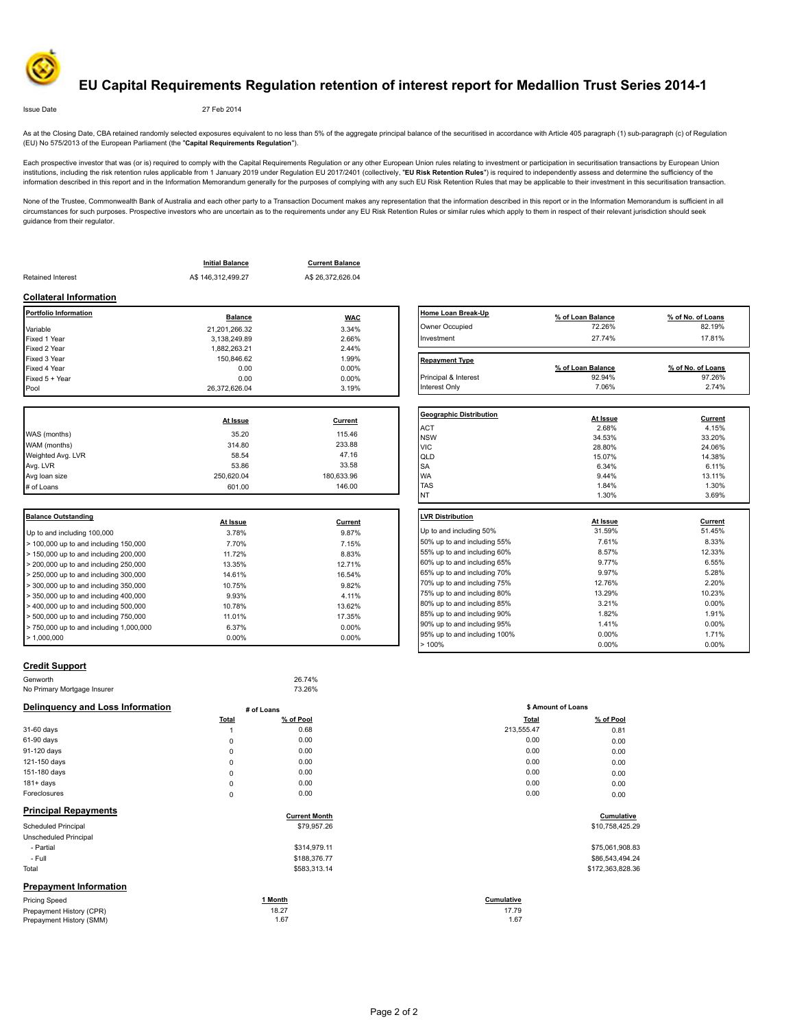# EU Capital Requirements Regulation retention of interest report for Medallion Trust Series 2014-1

Issue Date 27 Feb 2014

As at the Closing Date, CBA retained randomly selected exposures equivalent to no less than 5% of the aggregate principal balance of the securitised in accordance with Article 405 paragraph (1) sub-paragraph (c) of Regulation (EU) No 575/2013 of the European Parliament (the "**Capital Requirements Regulation**").

Each prospective investor that was (or is) required to comply with the Capital Requirements Regulation or any other European Union rules relating to investment or participation in securitisation transactions by European Union institutions, including the risk retention rules applicable from 1 January 2019 under Regulation EU 2017/2401 (collectively, "**EU Risk Retention Rules**") is required to independently assess and determine the sufficiency of the information described in this report and in the Information Memorandum generally for the purposes of complying with any such EU Risk Retention Rules that may be applicable to their investment in this securitisation transaction.

None of the Trustee, Commonwealth Bank of Australia and each other party to a Transaction Document makes any representation that the information described in this report or in the Information Memorandum is sufficient in all circumstances for such purposes. Prospective investors who are uncertain as to the requirements under any EU Risk Retention Rules or similar rules which apply to them in respect of their relevant jurisdiction should seek guidance from their regulator.

| | Initial Balance | Current Balance |
|---|---|---|
| Retained Interest | A$ 146,312,499.27 | A$ 26,372,626.04 |

## Collateral Information

| Portfolio Information | Balance | WAC |
|---|---|---|
| Variable | 21,201,266.32 | 3.34% |
| Fixed 1 Year | 3,138,249.89 | 2.66% |
| Fixed 2 Year | 1,882,263.21 | 2.44% |
| Fixed 3 Year | 150,846.62 | 1.99% |
| Fixed 4 Year | 0.00 | 0.00% |
| Fixed 5 + Year | 0.00 | 0.00% |
| Pool | 26,372,626.04 | 3.19% |

| | At Issue | Current |
|---|---|---|
| WAS (months) | 35.20 | 115.46 |
| WAM (months) | 314.80 | 233.88 |
| Weighted Avg. LVR | 58.54 | 47.16 |
| Avg. LVR | 53.86 | 33.58 |
| Avg loan size | 250,620.04 | 180,633.96 |
| # of Loans | 601.00 | 146.00 |

| Balance Outstanding | At Issue | Current |
|---|---|---|
| Up to and including 100,000 | 3.78% | 9.87% |
| > 100,000 up to and including 150,000 | 7.70% | 7.15% |
| > 150,000 up to and including 200,000 | 11.72% | 8.83% |
| > 200,000 up to and including 250,000 | 13.35% | 12.71% |
| > 250,000 up to and including 300,000 | 14.61% | 16.54% |
| > 300,000 up to and including 350,000 | 10.75% | 9.82% |
| > 350,000 up to and including 400,000 | 9.93% | 4.11% |
| > 400,000 up to and including 500,000 | 10.78% | 13.62% |
| > 500,000 up to and including 750,000 | 11.01% | 17.35% |
| > 750,000 up to and including 1,000,000 | 6.37% | 0.00% |
| > 1,000,000 | 0.00% | 0.00% |

| Home Loan Break-Up | % of Loan Balance | % of No. of Loans |
|---|---|---|
| Owner Occupied | 72.26% | 82.19% |
| Investment | 27.74% | 17.81% |

| Repayment Type | % of Loan Balance | % of No. of Loans |
|---|---|---|
| Principal & Interest | 92.94% | 97.26% |
| Interest Only | 7.06% | 2.74% |

| Geographic Distribution | At Issue | Current |
|---|---|---|
| ACT | 2.68% | 4.15% |
| NSW | 34.53% | 33.20% |
| VIC | 28.80% | 24.06% |
| QLD | 15.07% | 14.38% |
| SA | 6.34% | 6.11% |
| WA | 9.44% | 13.11% |
| TAS | 1.84% | 1.30% |
| NT | 1.30% | 3.69% |

| LVR Distribution | At Issue | Current |
|---|---|---|
| Up to and including 50% | 31.59% | 51.45% |
| 50% up to and including 55% | 7.61% | 8.33% |
| 55% up to and including 60% | 8.57% | 12.33% |
| 60% up to and including 65% | 9.77% | 6.55% |
| 65% up to and including 70% | 9.97% | 5.28% |
| 70% up to and including 75% | 12.76% | 2.20% |
| 75% up to and including 80% | 13.29% | 10.23% |
| 80% up to and including 85% | 3.21% | 0.00% |
| 85% up to and including 90% | 1.82% | 1.91% |
| 90% up to and including 95% | 1.41% | 0.00% |
| 95% up to and including 100% | 0.00% | 1.71% |
| > 100% | 0.00% | 0.00% |

## Credit Support

| | |
|---|---|
| Genworth | 26.74% |
| No Primary Mortgage Insurer | 73.26% |

## Delinquency and Loss Information

| | # of Loans | | $ Amount of Loans | |
|---|---|---|---|---|
| | Total | % of Pool | Total | % of Pool |
| 31-60 days | 1 | 0.68 | 213,555.47 | 0.81 |
| 61-90 days | 0 | 0.00 | 0.00 | 0.00 |
| 91-120 days | 0 | 0.00 | 0.00 | 0.00 |
| 121-150 days | 0 | 0.00 | 0.00 | 0.00 |
| 151-180 days | 0 | 0.00 | 0.00 | 0.00 |
| 181+ days | 0 | 0.00 | 0.00 | 0.00 |
| Foreclosures | 0 | 0.00 | 0.00 | 0.00 |

## Principal Repayments

| | Current Month | Cumulative |
|---|---|---|
| Scheduled Principal | $79,957.26 | $10,758,425.29 |
| Unscheduled Principal | | |
| - Partial | $314,979.11 | $75,061,908.83 |
| - Full | $188,376.77 | $86,543,494.24 |
| Total | $583,313.14 | $172,363,828.36 |

## Prepayment Information

| Pricing Speed | 1 Month | Cumulative |
|---|---|---|
| Prepayment History (CPR) | 18.27 | 17.79 |
| Prepayment History (SMM) | 1.67 | 1.67 |